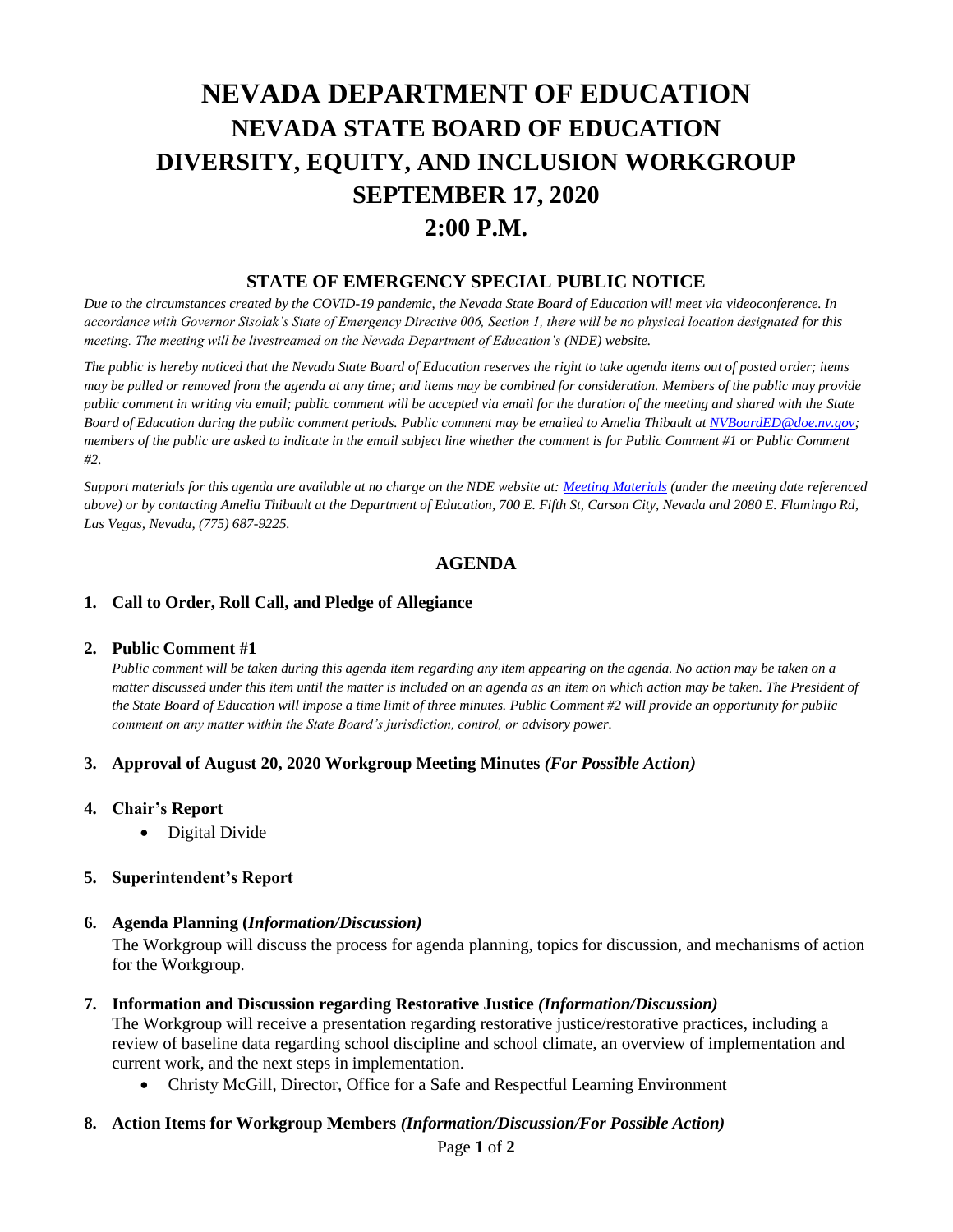# NEVADA DEPARTMENT OF EDUCATION
# NEVADA STATE BOARD OF EDUCATION
# DIVERSITY, EQUITY, AND INCLUSION WORKGROUP
# SEPTEMBER 17, 2020
# 2:00 P.M.

## STATE OF EMERGENCY SPECIAL PUBLIC NOTICE

*Due to the circumstances created by the COVID-19 pandemic, the Nevada State Board of Education will meet via videoconference. In accordance with Governor Sisolak's State of Emergency Directive 006, Section 1, there will be no physical location designated for this meeting. The meeting will be livestreamed on the Nevada Department of Education's (NDE) website.*

*The public is hereby noticed that the Nevada State Board of Education reserves the right to take agenda items out of posted order; items may be pulled or removed from the agenda at any time; and items may be combined for consideration. Members of the public may provide public comment in writing via email; public comment will be accepted via email for the duration of the meeting and shared with the State Board of Education during the public comment periods. Public comment may be emailed to Amelia Thibault at [NVBoardED@doe.nv.gov](mailto:NVBoardED@doe.nv.gov); members of the public are asked to indicate in the email subject line whether the comment is for Public Comment #1 or Public Comment #2.*

*Support materials for this agenda are available at no charge on the NDE website at: [Meeting Materials](#) (under the meeting date referenced above) or by contacting Amelia Thibault at the Department of Education, 700 E. Fifth St, Carson City, Nevada and 2080 E. Flamingo Rd, Las Vegas, Nevada, (775) 687-9225.*

## AGENDA

1. **Call to Order, Roll Call, and Pledge of Allegiance**

2. **Public Comment #1**

   *Public comment will be taken during this agenda item regarding any item appearing on the agenda. No action may be taken on a matter discussed under this item until the matter is included on an agenda as an item on which action may be taken. The President of the State Board of Education will impose a time limit of three minutes. Public Comment #2 will provide an opportunity for public comment on any matter within the State Board's jurisdiction, control, or advisory power.*

3. **Approval of August 20, 2020 Workgroup Meeting Minutes** ***(For Possible Action)***

4. **Chair's Report**
   - Digital Divide

5. **Superintendent's Report**

6. **Agenda Planning (*Information/Discussion)***

   The Workgroup will discuss the process for agenda planning, topics for discussion, and mechanisms of action for the Workgroup.

7. **Information and Discussion regarding Restorative Justice** ***(Information/Discussion)***

   The Workgroup will receive a presentation regarding restorative justice/restorative practices, including a review of baseline data regarding school discipline and school climate, an overview of implementation and current work, and the next steps in implementation.
   - Christy McGill, Director, Office for a Safe and Respectful Learning Environment

8. **Action Items for Workgroup Members** ***(Information/Discussion/For Possible Action)***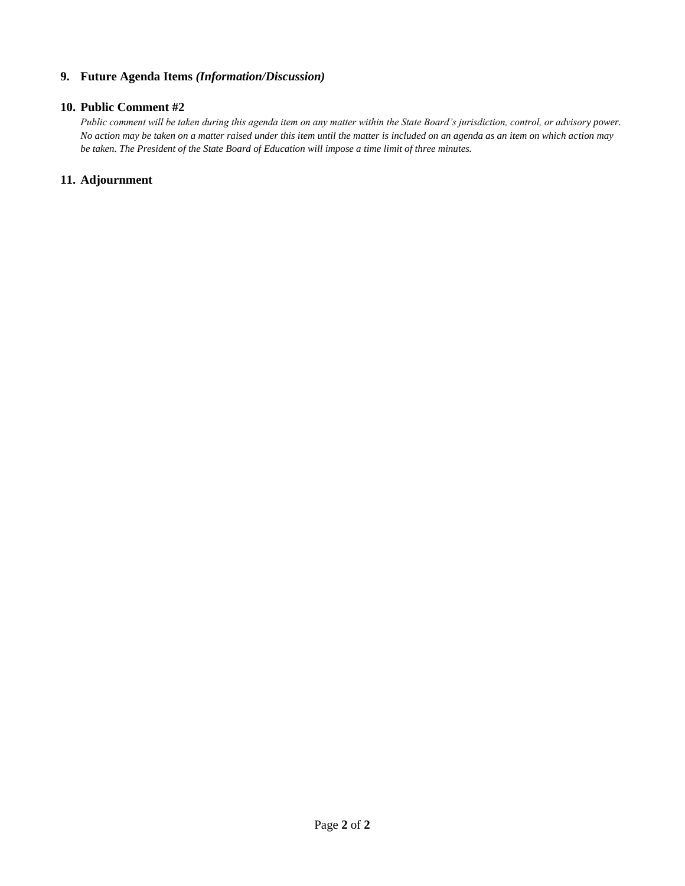**9. Future Agenda Items** ***(Information/Discussion)***

**10. Public Comment #2**

*Public comment will be taken during this agenda item on any matter within the State Board's jurisdiction, control, or advisory power. No action may be taken on a matter raised under this item until the matter is included on an agenda as an item on which action may be taken. The President of the State Board of Education will impose a time limit of three minutes.*

**11. Adjournment**